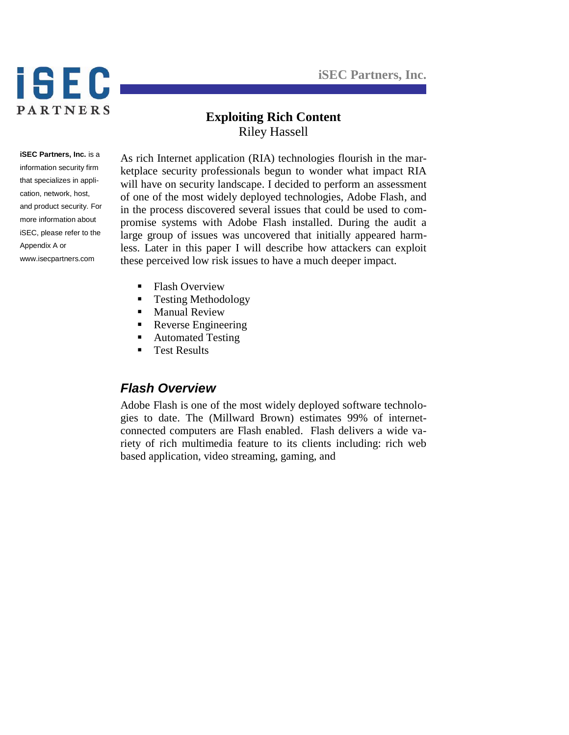# Exploiting Rich Content

Riley Hassell

**iSEC Partners, Inc.** is a information security firm that specializes in application, network, host, and product security. For more information about iSEC, please refer to the Appendix A or www.isecpartners.com

As rich Internet application (RIA) technologies flourish in the marketplace security professionals begun to wonder what impact RIA will have on security landscape. I decided to perform an assessment of one of the most widely deployed technologies, Adobe Flash, and in the process discovered several issues that could be used to compromise systems with Adobe Flash installed. During the audit a large group of issues was uncovered that initially appeared harmless. Later in this paper I will describe how attackers can exploit these perceived low risk issues to have a much deeper impact.

- Flash Overview
- Testing Methodology
- Manual Review
- Reverse Engineering
- Automated Testing
- Test Results

## *Flash Overview*

Adobe Flash is one of the most widely deployed software technologies to date. The (Millward Brown) estimates 99% of internet-connected computers are Flash enabled. Flash delivers a wide variety of rich multimedia feature to its clients including: rich web based application, video streaming, gaming, and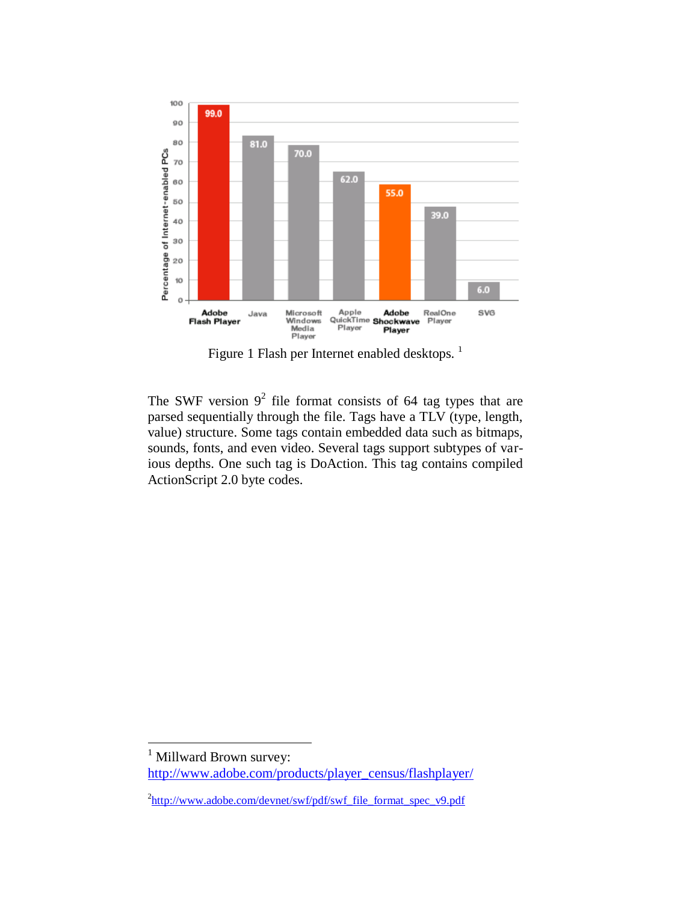Figure 1 Flash per Internet enabled desktops. [1]

The SWF version 9[2] file format consists of 64 tag types that are parsed sequentially through the file. Tags have a TLV (type, length, value) structure. Some tags contain embedded data such as bitmaps, sounds, fonts, and even video. Several tags support subtypes of various depths. One such tag is DoAction. This tag contains compiled ActionScript 2.0 byte codes.

---

[1] Millward Brown survey: http://www.adobe.com/products/player_census/flashplayer/

[2] http://www.adobe.com/devnet/swf/pdf/swf_file_format_spec_v9.pdf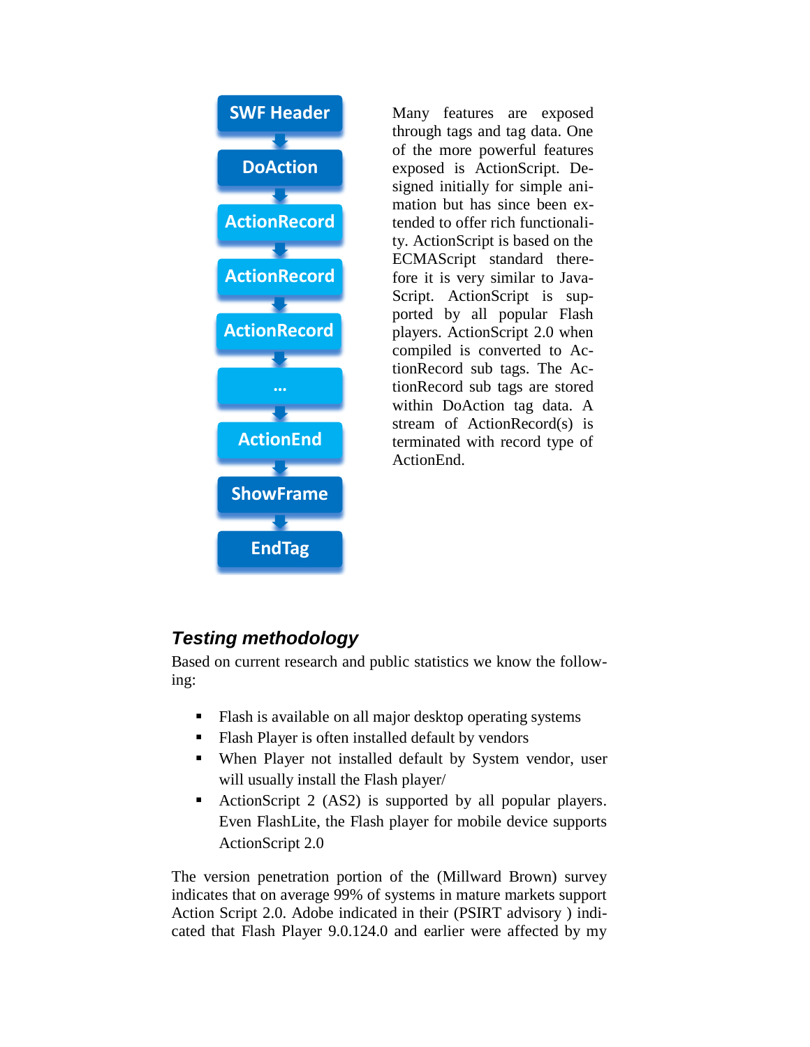SWF Header → DoAction → ActionRecord → ActionRecord → ActionRecord → ... → ActionEnd → ShowFrame → EndTag

Many features are exposed through tags and tag data. One of the more powerful features exposed is ActionScript. Designed initially for simple animation but has since been extended to offer rich functionality. ActionScript is based on the ECMAScript standard therefore it is very similar to JavaScript. ActionScript is supported by all popular Flash players. ActionScript 2.0 when compiled is converted to ActionRecord sub tags. The ActionRecord sub tags are stored within DoAction tag data. A stream of ActionRecord(s) is terminated with record type of ActionEnd.

## *Testing methodology*

Based on current research and public statistics we know the following:

- Flash is available on all major desktop operating systems
- Flash Player is often installed default by vendors
- When Player not installed default by System vendor, user will usually install the Flash player/
- ActionScript 2 (AS2) is supported by all popular players. Even FlashLite, the Flash player for mobile device supports ActionScript 2.0

The version penetration portion of the (Millward Brown) survey indicates that on average 99% of systems in mature markets support Action Script 2.0. Adobe indicated in their (PSIRT advisory ) indicated that Flash Player 9.0.124.0 and earlier were affected by my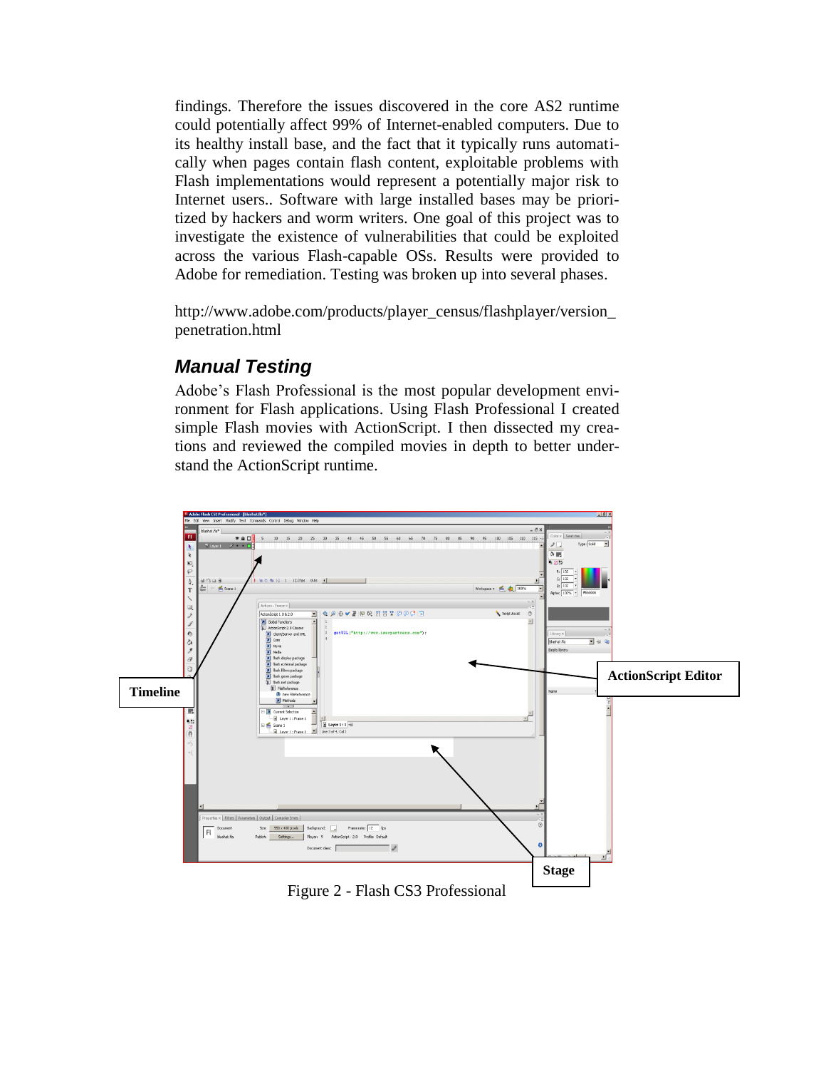findings. Therefore the issues discovered in the core AS2 runtime could potentially affect 99% of Internet-enabled computers. Due to its healthy install base, and the fact that it typically runs automatically when pages contain flash content, exploitable problems with Flash implementations would represent a potentially major risk to Internet users.. Software with large installed bases may be prioritized by hackers and worm writers. One goal of this project was to investigate the existence of vulnerabilities that could be exploited across the various Flash-capable OSs. Results were provided to Adobe for remediation. Testing was broken up into several phases.

http://www.adobe.com/products/player_census/flashplayer/version_penetration.html

## *Manual Testing*

Adobe's Flash Professional is the most popular development environment for Flash applications. Using Flash Professional I created simple Flash movies with ActionScript. I then dissected my creations and reviewed the compiled movies in depth to better understand the ActionScript runtime.

Figure 2 - Flash CS3 Professional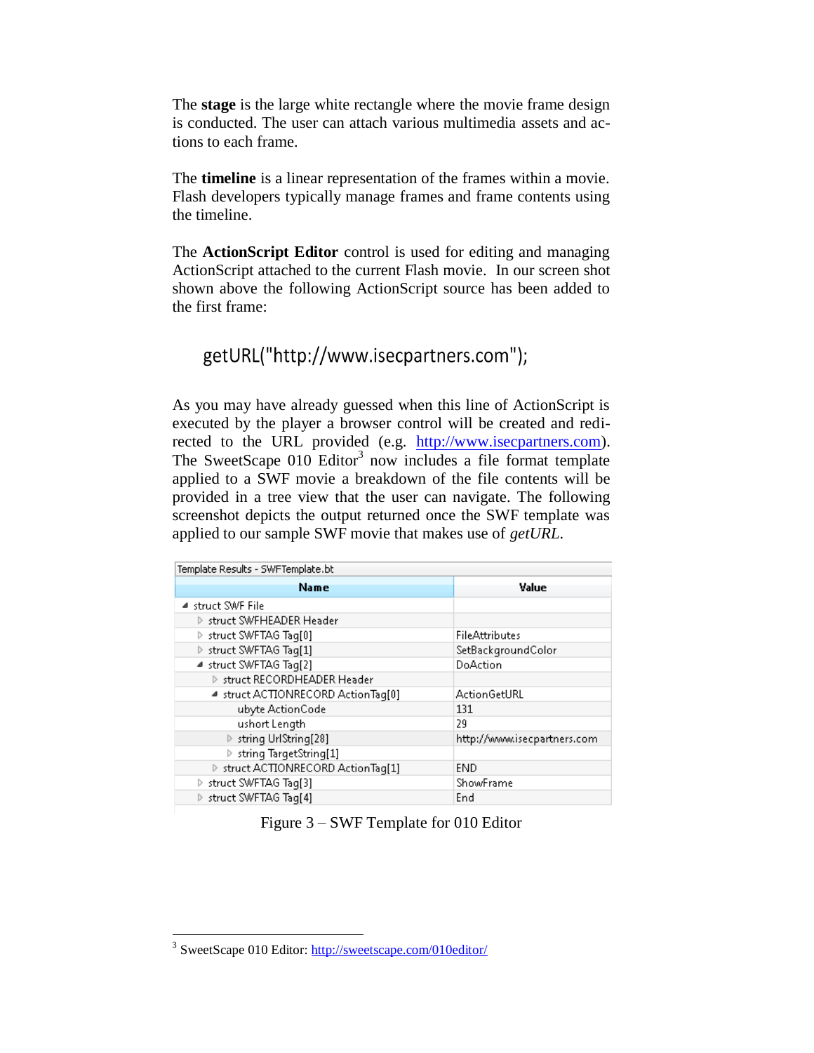The **stage** is the large white rectangle where the movie frame design is conducted. The user can attach various multimedia assets and actions to each frame.

The **timeline** is a linear representation of the frames within a movie. Flash developers typically manage frames and frame contents using the timeline.

The **ActionScript Editor** control is used for editing and managing ActionScript attached to the current Flash movie. In our screen shot shown above the following ActionScript source has been added to the first frame:

```
getURL("http://www.isecpartners.com");
```

As you may have already guessed when this line of ActionScript is executed by the player a browser control will be created and redirected to the URL provided (e.g. http://www.isecpartners.com). The SweetScape 010 Editor[3] now includes a file format template applied to a SWF movie a breakdown of the file contents will be provided in a tree view that the user can navigate. The following screenshot depicts the output returned once the SWF template was applied to our sample SWF movie that makes use of *getURL*.

Template Results - SWFTemplate.bt

| Name | Value |
|---|---|
| ◢ struct SWF File | |
| ▷ struct SWFHEADER Header | |
| ▷ struct SWFTAG Tag[0] | FileAttributes |
| ▷ struct SWFTAG Tag[1] | SetBackgroundColor |
| ◢ struct SWFTAG Tag[2] | DoAction |
| ▷ struct RECORDHEADER Header | |
| ◢ struct ACTIONRECORD ActionTag[0] | ActionGetURL |
| ubyte ActionCode | 131 |
| ushort Length | 29 |
| ▷ string UrlString[28] | http://www.isecpartners.com |
| ▷ string TargetString[1] | |
| ▷ struct ACTIONRECORD ActionTag[1] | END |
| ▷ struct SWFTAG Tag[3] | ShowFrame |
| ▷ struct SWFTAG Tag[4] | End |

Figure 3 – SWF Template for 010 Editor

---

[3] SweetScape 010 Editor: http://sweetscape.com/010editor/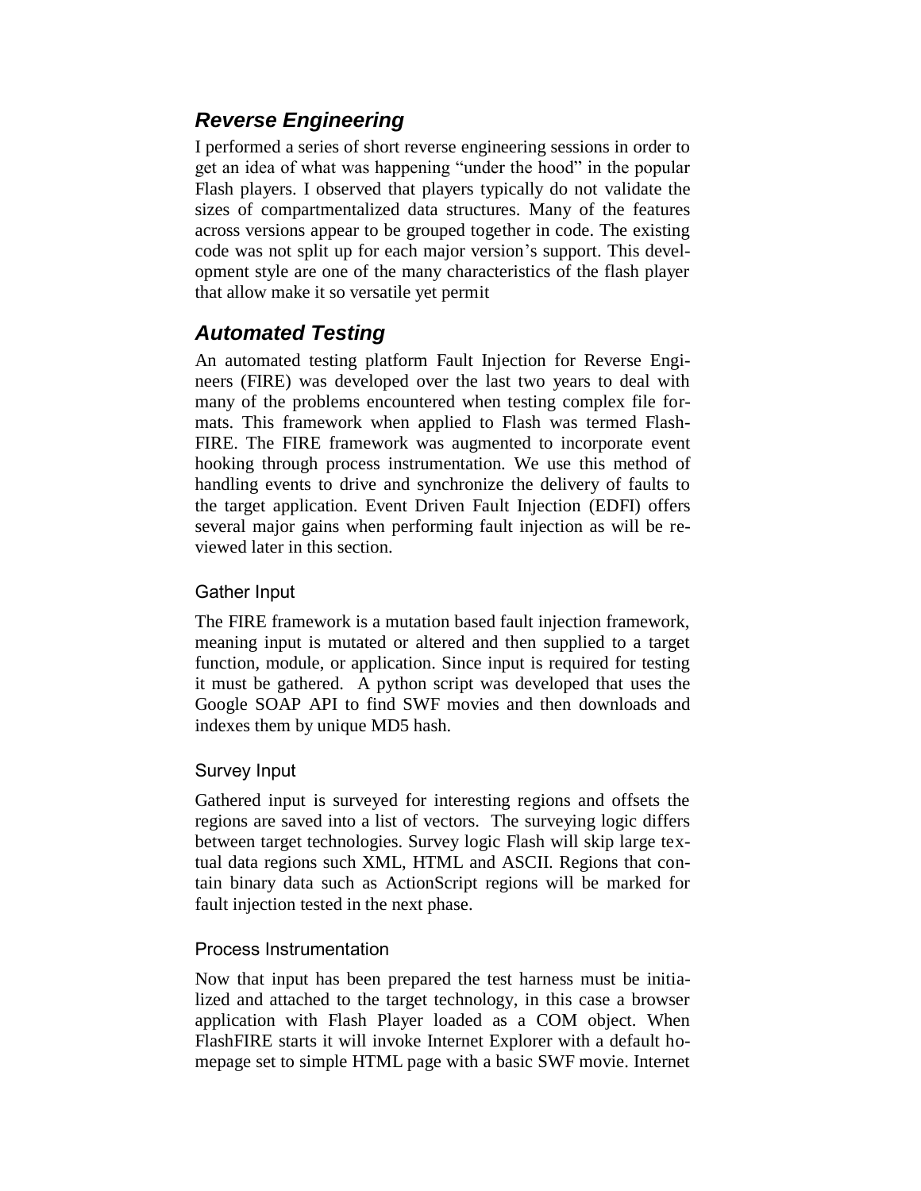## *Reverse Engineering*

I performed a series of short reverse engineering sessions in order to get an idea of what was happening "under the hood" in the popular Flash players. I observed that players typically do not validate the sizes of compartmentalized data structures. Many of the features across versions appear to be grouped together in code. The existing code was not split up for each major version's support. This development style are one of the many characteristics of the flash player that allow make it so versatile yet permit

## *Automated Testing*

An automated testing platform Fault Injection for Reverse Engineers (FIRE) was developed over the last two years to deal with many of the problems encountered when testing complex file formats. This framework when applied to Flash was termed Flash-FIRE. The FIRE framework was augmented to incorporate event hooking through process instrumentation. We use this method of handling events to drive and synchronize the delivery of faults to the target application. Event Driven Fault Injection (EDFI) offers several major gains when performing fault injection as will be reviewed later in this section.

### Gather Input

The FIRE framework is a mutation based fault injection framework, meaning input is mutated or altered and then supplied to a target function, module, or application. Since input is required for testing it must be gathered. A python script was developed that uses the Google SOAP API to find SWF movies and then downloads and indexes them by unique MD5 hash.

### Survey Input

Gathered input is surveyed for interesting regions and offsets the regions are saved into a list of vectors. The surveying logic differs between target technologies. Survey logic Flash will skip large textual data regions such XML, HTML and ASCII. Regions that contain binary data such as ActionScript regions will be marked for fault injection tested in the next phase.

### Process Instrumentation

Now that input has been prepared the test harness must be initialized and attached to the target technology, in this case a browser application with Flash Player loaded as a COM object. When FlashFIRE starts it will invoke Internet Explorer with a default homepage set to simple HTML page with a basic SWF movie. Internet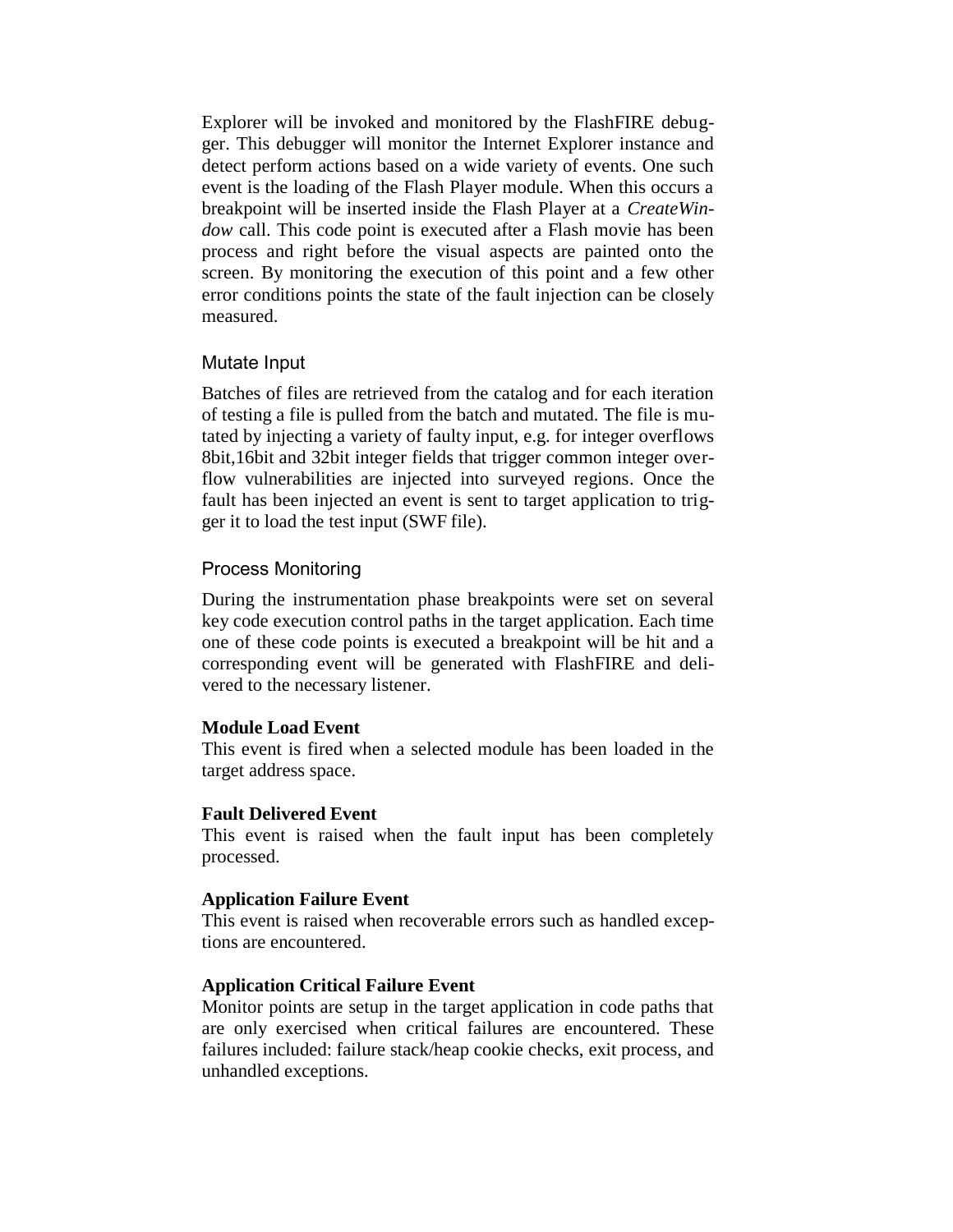Explorer will be invoked and monitored by the FlashFIRE debugger. This debugger will monitor the Internet Explorer instance and detect perform actions based on a wide variety of events. One such event is the loading of the Flash Player module. When this occurs a breakpoint will be inserted inside the Flash Player at a *CreateWindow* call. This code point is executed after a Flash movie has been process and right before the visual aspects are painted onto the screen. By monitoring the execution of this point and a few other error conditions points the state of the fault injection can be closely measured.

### Mutate Input

Batches of files are retrieved from the catalog and for each iteration of testing a file is pulled from the batch and mutated. The file is mutated by injecting a variety of faulty input, e.g. for integer overflows 8bit,16bit and 32bit integer fields that trigger common integer overflow vulnerabilities are injected into surveyed regions. Once the fault has been injected an event is sent to target application to trigger it to load the test input (SWF file).

### Process Monitoring

During the instrumentation phase breakpoints were set on several key code execution control paths in the target application. Each time one of these code points is executed a breakpoint will be hit and a corresponding event will be generated with FlashFIRE and delivered to the necessary listener.

**Module Load Event**
This event is fired when a selected module has been loaded in the target address space.

**Fault Delivered Event**
This event is raised when the fault input has been completely processed.

**Application Failure Event**
This event is raised when recoverable errors such as handled exceptions are encountered.

**Application Critical Failure Event**
Monitor points are setup in the target application in code paths that are only exercised when critical failures are encountered. These failures included: failure stack/heap cookie checks, exit process, and unhandled exceptions.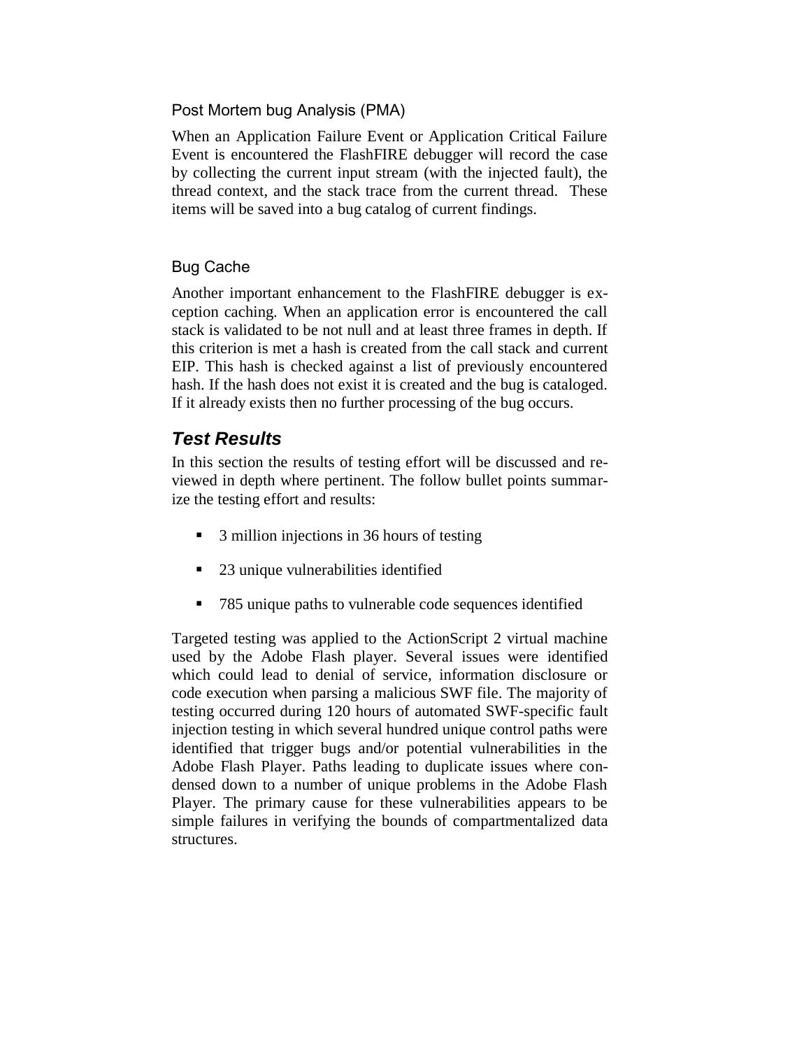### Post Mortem bug Analysis (PMA)

When an Application Failure Event or Application Critical Failure Event is encountered the FlashFIRE debugger will record the case by collecting the current input stream (with the injected fault), the thread context, and the stack trace from the current thread. These items will be saved into a bug catalog of current findings.

### Bug Cache

Another important enhancement to the FlashFIRE debugger is exception caching. When an application error is encountered the call stack is validated to be not null and at least three frames in depth. If this criterion is met a hash is created from the call stack and current EIP. This hash is checked against a list of previously encountered hash. If the hash does not exist it is created and the bug is cataloged. If it already exists then no further processing of the bug occurs.

## *Test Results*

In this section the results of testing effort will be discussed and reviewed in depth where pertinent. The follow bullet points summarize the testing effort and results:

- 3 million injections in 36 hours of testing
- 23 unique vulnerabilities identified
- 785 unique paths to vulnerable code sequences identified

Targeted testing was applied to the ActionScript 2 virtual machine used by the Adobe Flash player. Several issues were identified which could lead to denial of service, information disclosure or code execution when parsing a malicious SWF file. The majority of testing occurred during 120 hours of automated SWF-specific fault injection testing in which several hundred unique control paths were identified that trigger bugs and/or potential vulnerabilities in the Adobe Flash Player. Paths leading to duplicate issues where condensed down to a number of unique problems in the Adobe Flash Player. The primary cause for these vulnerabilities appears to be simple failures in verifying the bounds of compartmentalized data structures.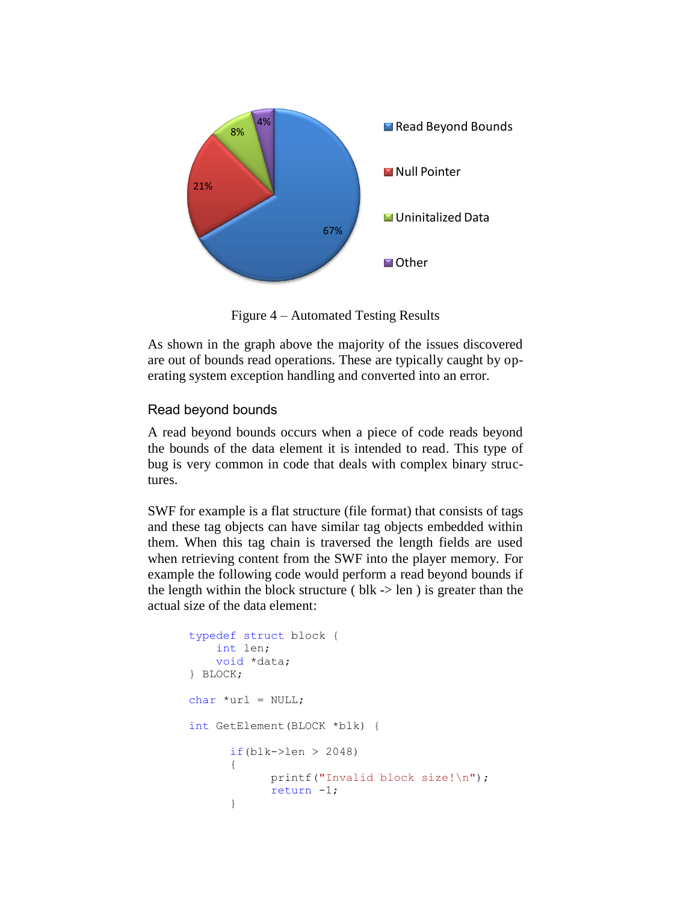Figure 4 – Automated Testing Results

As shown in the graph above the majority of the issues discovered are out of bounds read operations. These are typically caught by operating system exception handling and converted into an error.

### Read beyond bounds

A read beyond bounds occurs when a piece of code reads beyond the bounds of the data element it is intended to read. This type of bug is very common in code that deals with complex binary structures.

SWF for example is a flat structure (file format) that consists of tags and these tag objects can have similar tag objects embedded within them. When this tag chain is traversed the length fields are used when retrieving content from the SWF into the player memory. For example the following code would perform a read beyond bounds if the length within the block structure ( blk -> len ) is greater than the actual size of the data element:

```
typedef struct block {
    int len;
    void *data;
} BLOCK;

char *url = NULL;

int GetElement(BLOCK *blk) {

      if(blk->len > 2048)
      {
            printf("Invalid block size!\n");
            return -1;
      }
```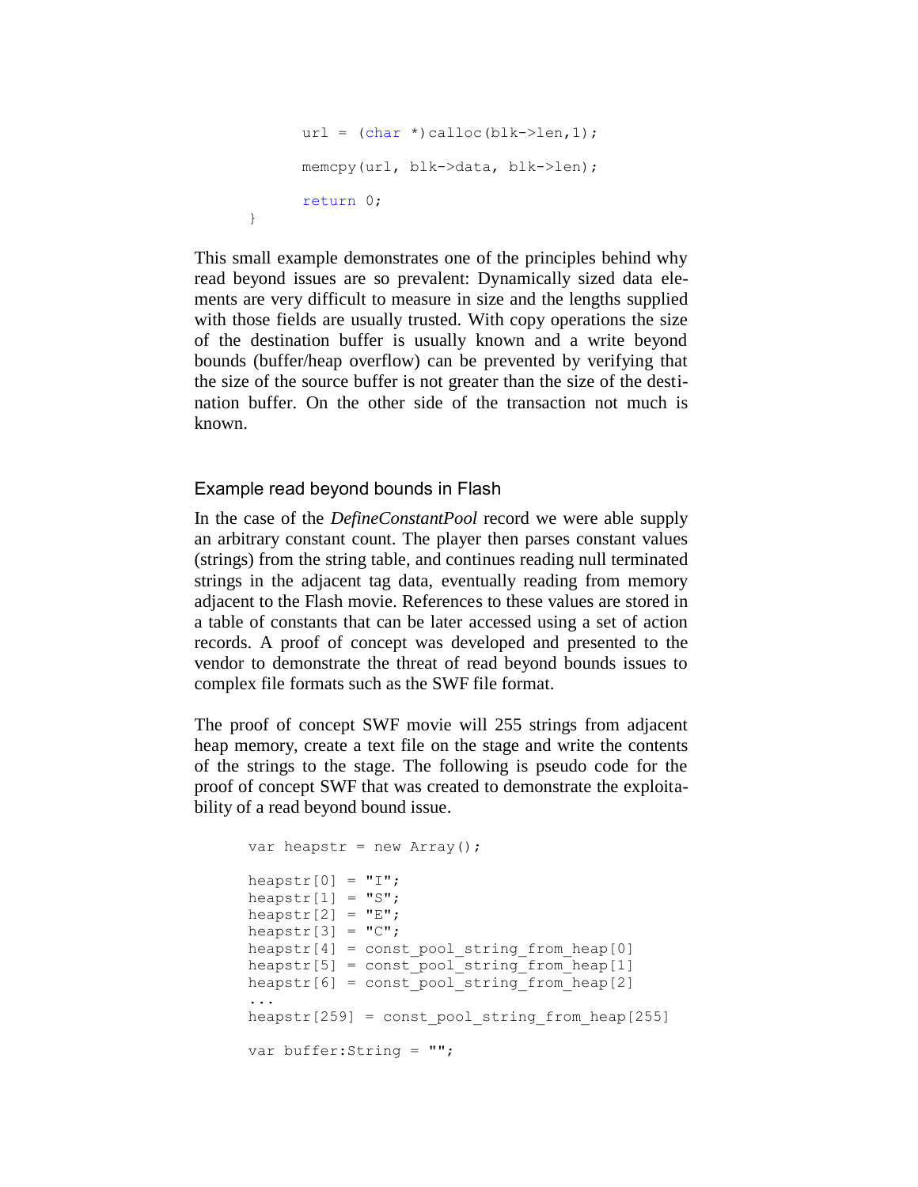```
        url = (char *)calloc(blk->len,1);

        memcpy(url, blk->data, blk->len);

        return 0;
}
```

This small example demonstrates one of the principles behind why read beyond issues are so prevalent: Dynamically sized data elements are very difficult to measure in size and the lengths supplied with those fields are usually trusted. With copy operations the size of the destination buffer is usually known and a write beyond bounds (buffer/heap overflow) can be prevented by verifying that the size of the source buffer is not greater than the size of the destination buffer. On the other side of the transaction not much is known.

### Example read beyond bounds in Flash

In the case of the *DefineConstantPool* record we were able supply an arbitrary constant count. The player then parses constant values (strings) from the string table, and continues reading null terminated strings in the adjacent tag data, eventually reading from memory adjacent to the Flash movie. References to these values are stored in a table of constants that can be later accessed using a set of action records. A proof of concept was developed and presented to the vendor to demonstrate the threat of read beyond bounds issues to complex file formats such as the SWF file format.

The proof of concept SWF movie will 255 strings from adjacent heap memory, create a text file on the stage and write the contents of the strings to the stage. The following is pseudo code for the proof of concept SWF that was created to demonstrate the exploitability of a read beyond bound issue.

```
var heapstr = new Array();

heapstr[0] = "I";
heapstr[1] = "S";
heapstr[2] = "E";
heapstr[3] = "C";
heapstr[4] = const_pool_string_from_heap[0]
heapstr[5] = const_pool_string_from_heap[1]
heapstr[6] = const_pool_string_from_heap[2]
...
heapstr[259] = const_pool_string_from_heap[255]

var buffer:String = "";
```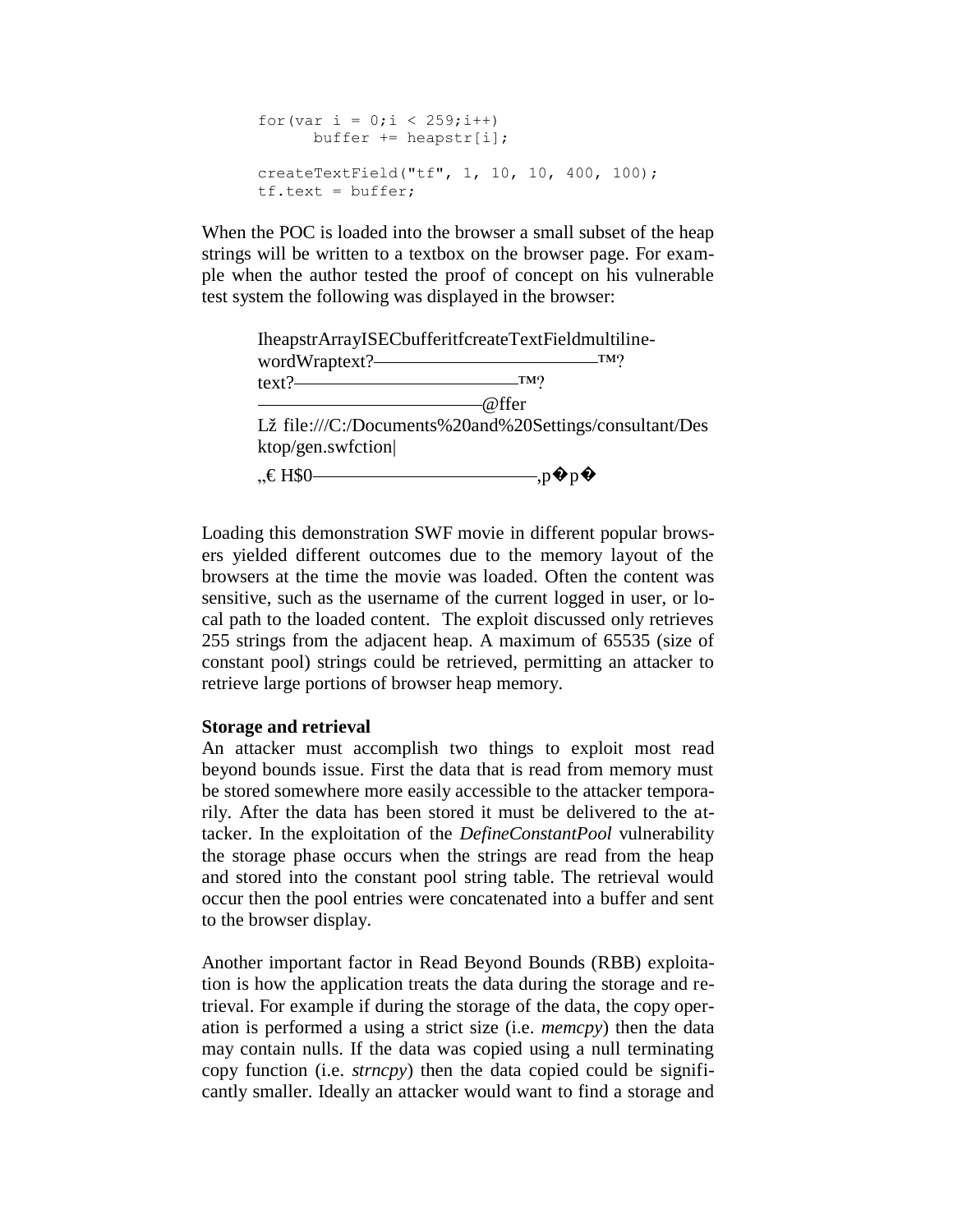```
for(var i = 0;i < 259;i++)
      buffer += heapstr[i];

createTextField("tf", 1, 10, 10, 400, 100);
tf.text = buffer;
```

When the POC is loaded into the browser a small subset of the heap strings will be written to a textbox on the browser page. For example when the author tested the proof of concept on his vulnerable test system the following was displayed in the browser:

> IheapstrArrayISECbufferitfcreateTextFieldmultiline-wordWraptext?————————————™?
> text?————————————™?
> ————————————@ffer
> Lž file:///C:/Documents%20and%20Settings/consultant/Desktop/gen.swfction|
> „€ H$0————————————,p�p�

Loading this demonstration SWF movie in different popular browsers yielded different outcomes due to the memory layout of the browsers at the time the movie was loaded. Often the content was sensitive, such as the username of the current logged in user, or local path to the loaded content. The exploit discussed only retrieves 255 strings from the adjacent heap. A maximum of 65535 (size of constant pool) strings could be retrieved, permitting an attacker to retrieve large portions of browser heap memory.

**Storage and retrieval**

An attacker must accomplish two things to exploit most read beyond bounds issue. First the data that is read from memory must be stored somewhere more easily accessible to the attacker temporarily. After the data has been stored it must be delivered to the attacker. In the exploitation of the *DefineConstantPool* vulnerability the storage phase occurs when the strings are read from the heap and stored into the constant pool string table. The retrieval would occur then the pool entries were concatenated into a buffer and sent to the browser display.

Another important factor in Read Beyond Bounds (RBB) exploitation is how the application treats the data during the storage and retrieval. For example if during the storage of the data, the copy operation is performed a using a strict size (i.e. *memcpy*) then the data may contain nulls. If the data was copied using a null terminating copy function (i.e. *strncpy*) then the data copied could be significantly smaller. Ideally an attacker would want to find a storage and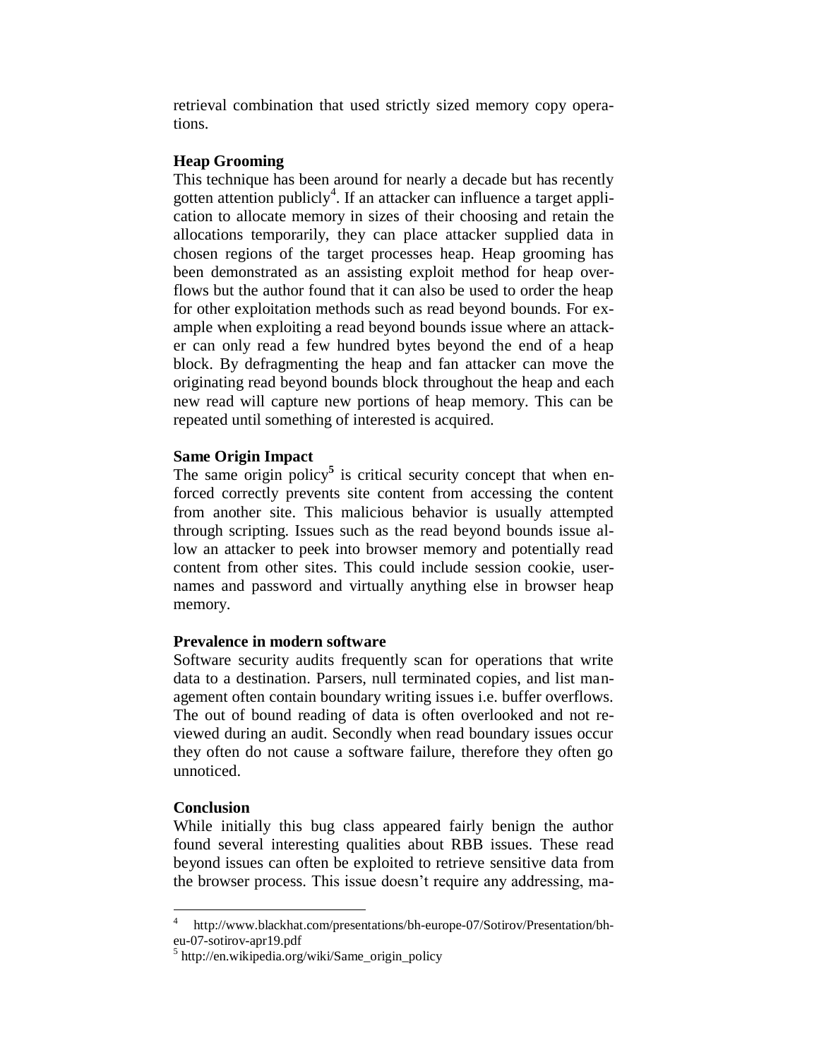retrieval combination that used strictly sized memory copy operations.

**Heap Grooming**

This technique has been around for nearly a decade but has recently gotten attention publicly[4]. If an attacker can influence a target application to allocate memory in sizes of their choosing and retain the allocations temporarily, they can place attacker supplied data in chosen regions of the target processes heap. Heap grooming has been demonstrated as an assisting exploit method for heap overflows but the author found that it can also be used to order the heap for other exploitation methods such as read beyond bounds. For example when exploiting a read beyond bounds issue where an attacker can only read a few hundred bytes beyond the end of a heap block. By defragmenting the heap and fan attacker can move the originating read beyond bounds block throughout the heap and each new read will capture new portions of heap memory. This can be repeated until something of interested is acquired.

**Same Origin Impact**

The same origin policy[5] is critical security concept that when enforced correctly prevents site content from accessing the content from another site. This malicious behavior is usually attempted through scripting. Issues such as the read beyond bounds issue allow an attacker to peek into browser memory and potentially read content from other sites. This could include session cookie, usernames and password and virtually anything else in browser heap memory.

**Prevalence in modern software**

Software security audits frequently scan for operations that write data to a destination. Parsers, null terminated copies, and list management often contain boundary writing issues i.e. buffer overflows. The out of bound reading of data is often overlooked and not reviewed during an audit. Secondly when read boundary issues occur they often do not cause a software failure, therefore they often go unnoticed.

**Conclusion**

While initially this bug class appeared fairly benign the author found several interesting qualities about RBB issues. These read beyond issues can often be exploited to retrieve sensitive data from the browser process. This issue doesn't require any addressing, ma-

---

[4] http://www.blackhat.com/presentations/bh-europe-07/Sotirov/Presentation/bh-eu-07-sotirov-apr19.pdf

[5] http://en.wikipedia.org/wiki/Same_origin_policy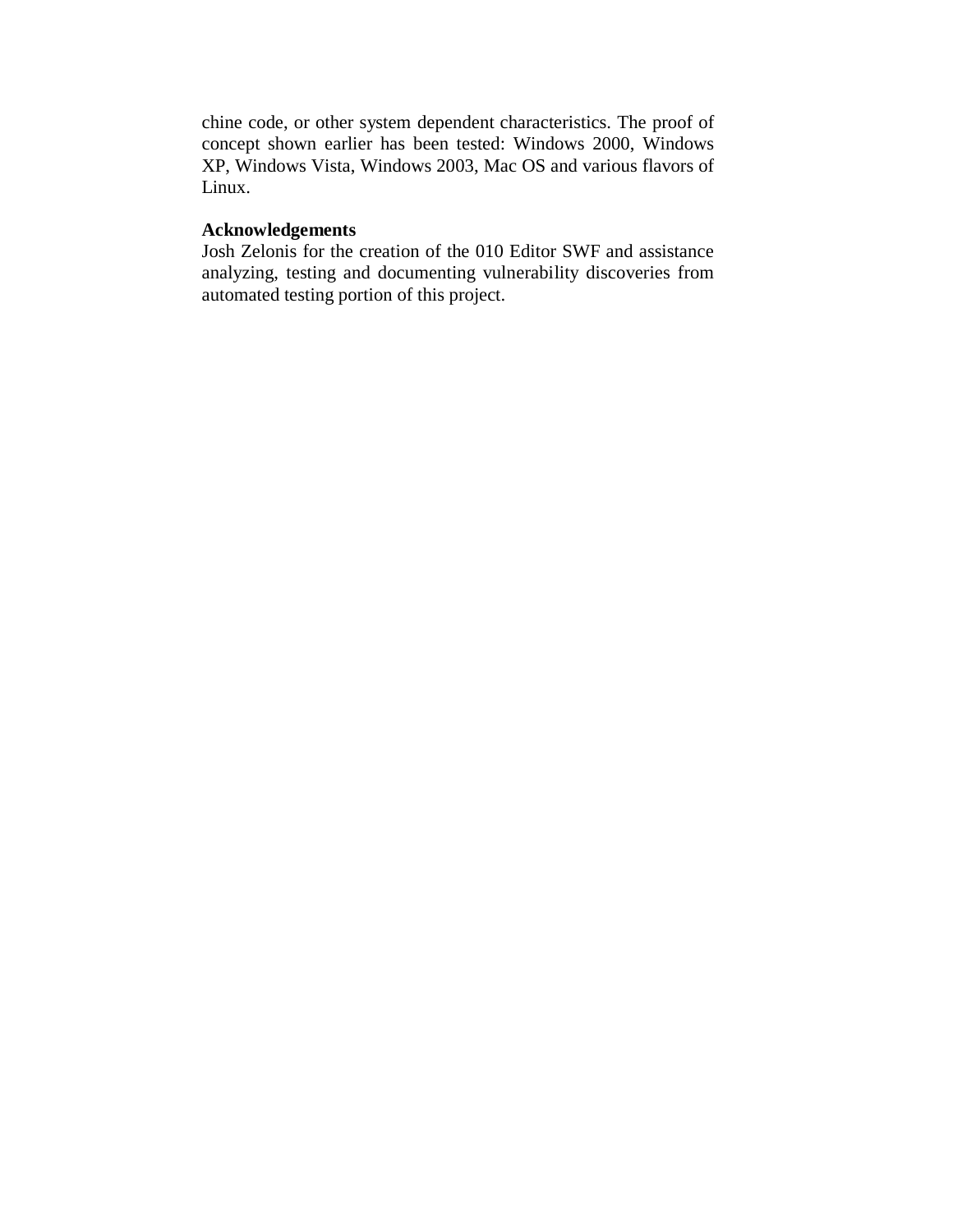chine code, or other system dependent characteristics. The proof of concept shown earlier has been tested: Windows 2000, Windows XP, Windows Vista, Windows 2003, Mac OS and various flavors of Linux.

**Acknowledgements**

Josh Zelonis for the creation of the 010 Editor SWF and assistance analyzing, testing and documenting vulnerability discoveries from automated testing portion of this project.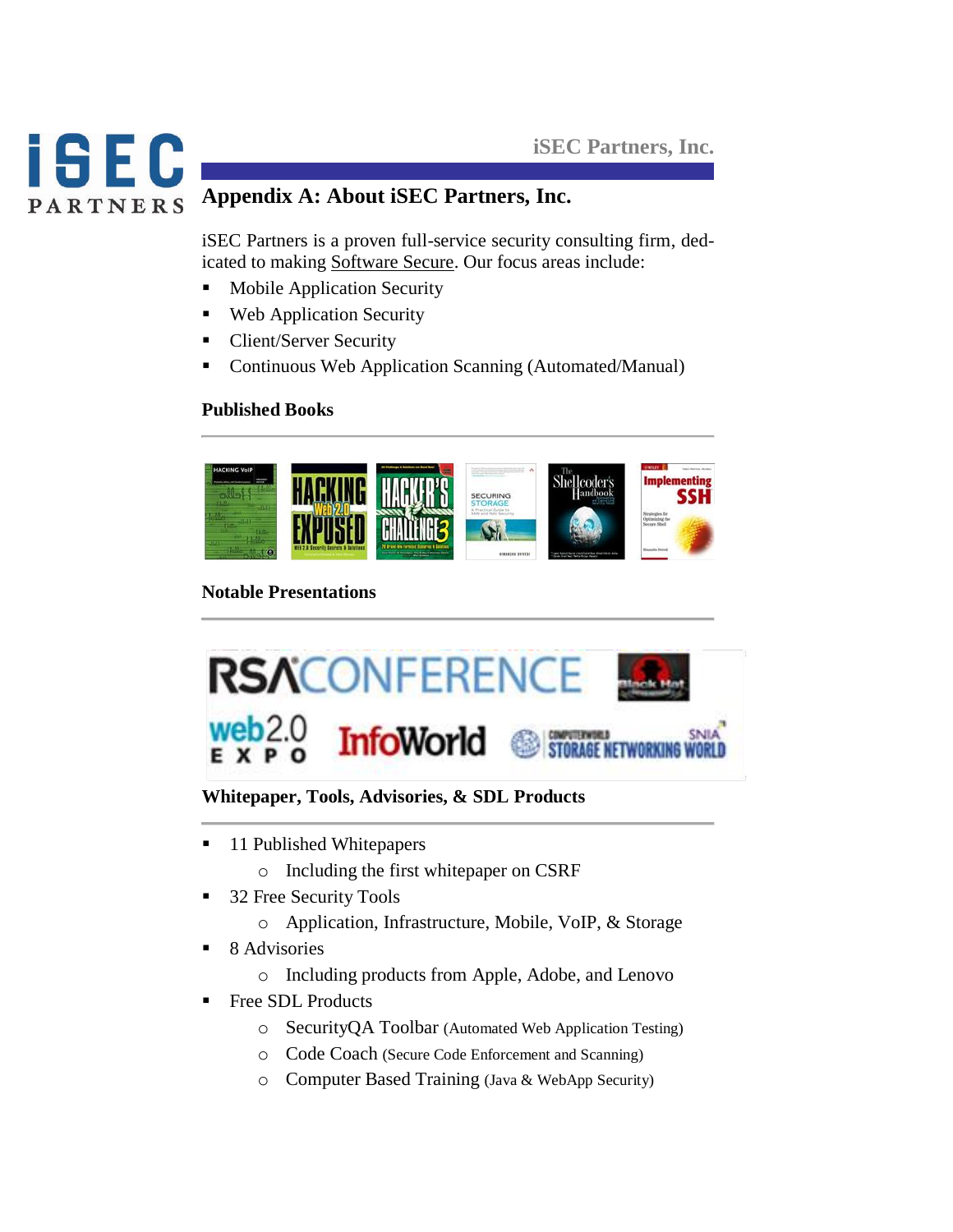## Appendix A: About iSEC Partners, Inc.

iSEC Partners is a proven full-service security consulting firm, dedicated to making Software Secure. Our focus areas include:

- Mobile Application Security
- Web Application Security
- Client/Server Security
- Continuous Web Application Scanning (Automated/Manual)

### Published Books

### Notable Presentations

### Whitepaper, Tools, Advisories, & SDL Products

- 11 Published Whitepapers
  - Including the first whitepaper on CSRF
- 32 Free Security Tools
  - Application, Infrastructure, Mobile, VoIP, & Storage
- 8 Advisories
  - Including products from Apple, Adobe, and Lenovo
- Free SDL Products
  - SecurityQA Toolbar (Automated Web Application Testing)
  - Code Coach (Secure Code Enforcement and Scanning)
  - Computer Based Training (Java & WebApp Security)